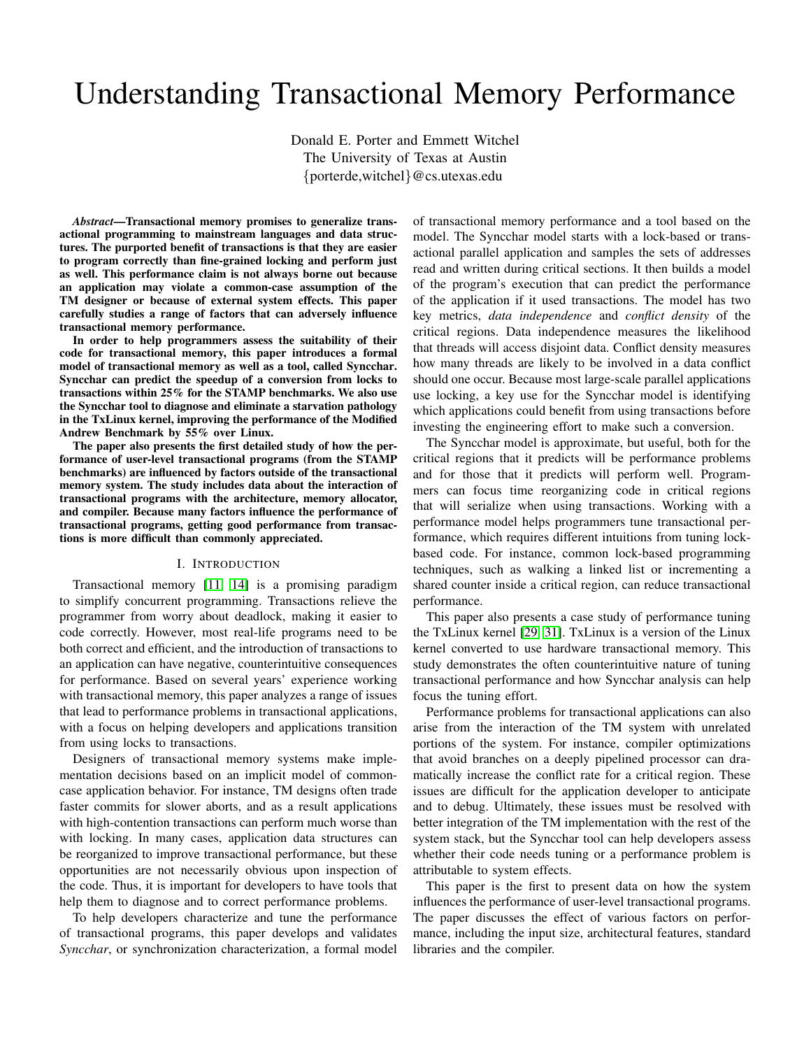# Understanding Transactional Memory Performance

Donald E. Porter and Emmett Witchel
The University of Texas at Austin
{porterde,witchel}@cs.utexas.edu

***Abstract*—Transactional memory promises to generalize transactional programming to mainstream languages and data structures. The purported benefit of transactions is that they are easier to program correctly than fine-grained locking and perform just as well. This performance claim is not always borne out because an application may violate a common-case assumption of the TM designer or because of external system effects. This paper carefully studies a range of factors that can adversely influence transactional memory performance.**

**In order to help programmers assess the suitability of their code for transactional memory, this paper introduces a formal model of transactional memory as well as a tool, called Syncchar. Syncchar can predict the speedup of a conversion from locks to transactions within 25% for the STAMP benchmarks. We also use the Syncchar tool to diagnose and eliminate a starvation pathology in the TxLinux kernel, improving the performance of the Modified Andrew Benchmark by 55% over Linux.**

**The paper also presents the first detailed study of how the performance of user-level transactional programs (from the STAMP benchmarks) are influenced by factors outside of the transactional memory system. The study includes data about the interaction of transactional programs with the architecture, memory allocator, and compiler. Because many factors influence the performance of transactional programs, getting good performance from transactions is more difficult than commonly appreciated.**

## I. Introduction

Transactional memory [11] [14] is a promising paradigm to simplify concurrent programming. Transactions relieve the programmer from worry about deadlock, making it easier to code correctly. However, most real-life programs need to be both correct and efficient, and the introduction of transactions to an application can have negative, counterintuitive consequences for performance. Based on several years' experience working with transactional memory, this paper analyzes a range of issues that lead to performance problems in transactional applications, with a focus on helping developers and applications transition from using locks to transactions.

Designers of transactional memory systems make implementation decisions based on an implicit model of common-case application behavior. For instance, TM designs often trade faster commits for slower aborts, and as a result applications with high-contention transactions can perform much worse than with locking. In many cases, application data structures can be reorganized to improve transactional performance, but these opportunities are not necessarily obvious upon inspection of the code. Thus, it is important for developers to have tools that help them to diagnose and to correct performance problems.

To help developers characterize and tune the performance of transactional programs, this paper develops and validates *Syncchar*, or synchronization characterization, a formal model of transactional memory performance and a tool based on the model. The Syncchar model starts with a lock-based or transactional parallel application and samples the sets of addresses read and written during critical sections. It then builds a model of the program's execution that can predict the performance of the application if it used transactions. The model has two key metrics, *data independence* and *conflict density* of the critical regions. Data independence measures the likelihood that threads will access disjoint data. Conflict density measures how many threads are likely to be involved in a data conflict should one occur. Because most large-scale parallel applications use locking, a key use for the Syncchar model is identifying which applications could benefit from using transactions before investing the engineering effort to make such a conversion.

The Syncchar model is approximate, but useful, both for the critical regions that it predicts will be performance problems and for those that it predicts will perform well. Programmers can focus time reorganizing code in critical regions that will serialize when using transactions. Working with a performance model helps programmers tune transactional performance, which requires different intuitions from tuning lock-based code. For instance, common lock-based programming techniques, such as walking a linked list or incrementing a shared counter inside a critical region, can reduce transactional performance.

This paper also presents a case study of performance tuning the TxLinux kernel [29] [31]. TxLinux is a version of the Linux kernel converted to use hardware transactional memory. This study demonstrates the often counterintuitive nature of tuning transactional performance and how Syncchar analysis can help focus the tuning effort.

Performance problems for transactional applications can also arise from the interaction of the TM system with unrelated portions of the system. For instance, compiler optimizations that avoid branches on a deeply pipelined processor can dramatically increase the conflict rate for a critical region. These issues are difficult for the application developer to anticipate and to debug. Ultimately, these issues must be resolved with better integration of the TM implementation with the rest of the system stack, but the Syncchar tool can help developers assess whether their code needs tuning or a performance problem is attributable to system effects.

This paper is the first to present data on how the system influences the performance of user-level transactional programs. The paper discusses the effect of various factors on performance, including the input size, architectural features, standard libraries and the compiler.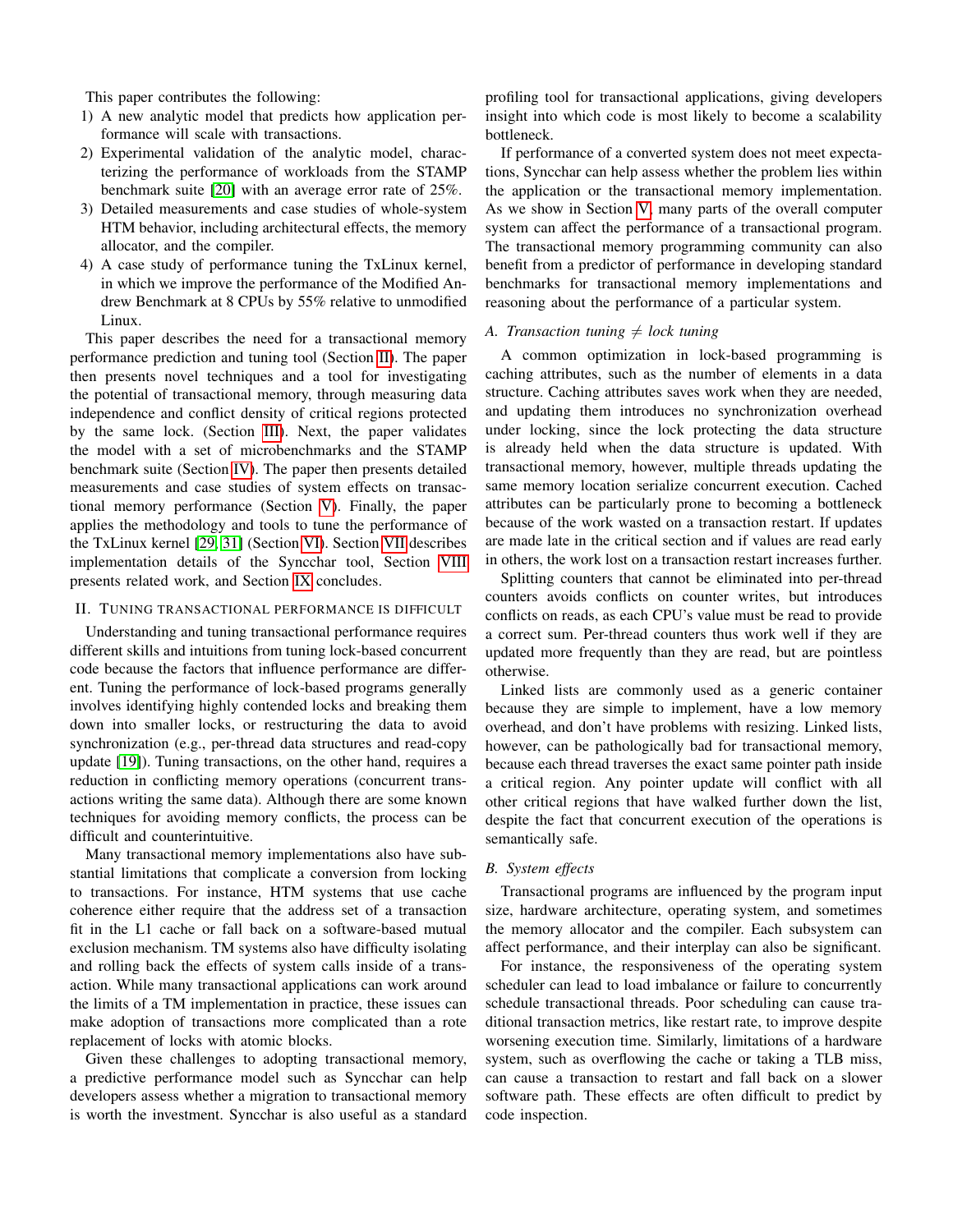This paper contributes the following:

1) A new analytic model that predicts how application performance will scale with transactions.
2) Experimental validation of the analytic model, characterizing the performance of workloads from the STAMP benchmark suite [20] with an average error rate of 25%.
3) Detailed measurements and case studies of whole-system HTM behavior, including architectural effects, the memory allocator, and the compiler.
4) A case study of performance tuning the TxLinux kernel, in which we improve the performance of the Modified Andrew Benchmark at 8 CPUs by 55% relative to unmodified Linux.

This paper describes the need for a transactional memory performance prediction and tuning tool (Section II). The paper then presents novel techniques and a tool for investigating the potential of transactional memory, through measuring data independence and conflict density of critical regions protected by the same lock. (Section III). Next, the paper validates the model with a set of microbenchmarks and the STAMP benchmark suite (Section IV). The paper then presents detailed measurements and case studies of system effects on transactional memory performance (Section V). Finally, the paper applies the methodology and tools to tune the performance of the TxLinux kernel [29, 31] (Section VI). Section VII describes implementation details of the Syncchar tool, Section VIII presents related work, and Section IX concludes.

## II. Tuning transactional performance is difficult

Understanding and tuning transactional performance requires different skills and intuitions from tuning lock-based concurrent code because the factors that influence performance are different. Tuning the performance of lock-based programs generally involves identifying highly contended locks and breaking them down into smaller locks, or restructuring the data to avoid synchronization (e.g., per-thread data structures and read-copy update [19]). Tuning transactions, on the other hand, requires a reduction in conflicting memory operations (concurrent transactions writing the same data). Although there are some known techniques for avoiding memory conflicts, the process can be difficult and counterintuitive.

Many transactional memory implementations also have substantial limitations that complicate a conversion from locking to transactions. For instance, HTM systems that use cache coherence either require that the address set of a transaction fit in the L1 cache or fall back on a software-based mutual exclusion mechanism. TM systems also have difficulty isolating and rolling back the effects of system calls inside of a transaction. While many transactional applications can work around the limits of a TM implementation in practice, these issues can make adoption of transactions more complicated than a rote replacement of locks with atomic blocks.

Given these challenges to adopting transactional memory, a predictive performance model such as Syncchar can help developers assess whether a migration to transactional memory is worth the investment. Syncchar is also useful as a standard profiling tool for transactional applications, giving developers insight into which code is most likely to become a scalability bottleneck.

If performance of a converted system does not meet expectations, Syncchar can help assess whether the problem lies within the application or the transactional memory implementation. As we show in Section V, many parts of the overall computer system can affect the performance of a transactional program. The transactional memory programming community can also benefit from a predictor of performance in developing standard benchmarks for transactional memory implementations and reasoning about the performance of a particular system.

### A. Transaction tuning $\neq$ lock tuning

A common optimization in lock-based programming is caching attributes, such as the number of elements in a data structure. Caching attributes saves work when they are needed, and updating them introduces no synchronization overhead under locking, since the lock protecting the data structure is already held when the data structure is updated. With transactional memory, however, multiple threads updating the same memory location serialize concurrent execution. Cached attributes can be particularly prone to becoming a bottleneck because of the work wasted on a transaction restart. If updates are made late in the critical section and if values are read early in others, the work lost on a transaction restart increases further.

Splitting counters that cannot be eliminated into per-thread counters avoids conflicts on counter writes, but introduces conflicts on reads, as each CPU's value must be read to provide a correct sum. Per-thread counters thus work well if they are updated more frequently than they are read, but are pointless otherwise.

Linked lists are commonly used as a generic container because they are simple to implement, have a low memory overhead, and don't have problems with resizing. Linked lists, however, can be pathologically bad for transactional memory, because each thread traverses the exact same pointer path inside a critical region. Any pointer update will conflict with all other critical regions that have walked further down the list, despite the fact that concurrent execution of the operations is semantically safe.

### B. System effects

Transactional programs are influenced by the program input size, hardware architecture, operating system, and sometimes the memory allocator and the compiler. Each subsystem can affect performance, and their interplay can also be significant.

For instance, the responsiveness of the operating system scheduler can lead to load imbalance or failure to concurrently schedule transactional threads. Poor scheduling can cause traditional transaction metrics, like restart rate, to improve despite worsening execution time. Similarly, limitations of a hardware system, such as overflowing the cache or taking a TLB miss, can cause a transaction to restart and fall back on a slower software path. These effects are often difficult to predict by code inspection.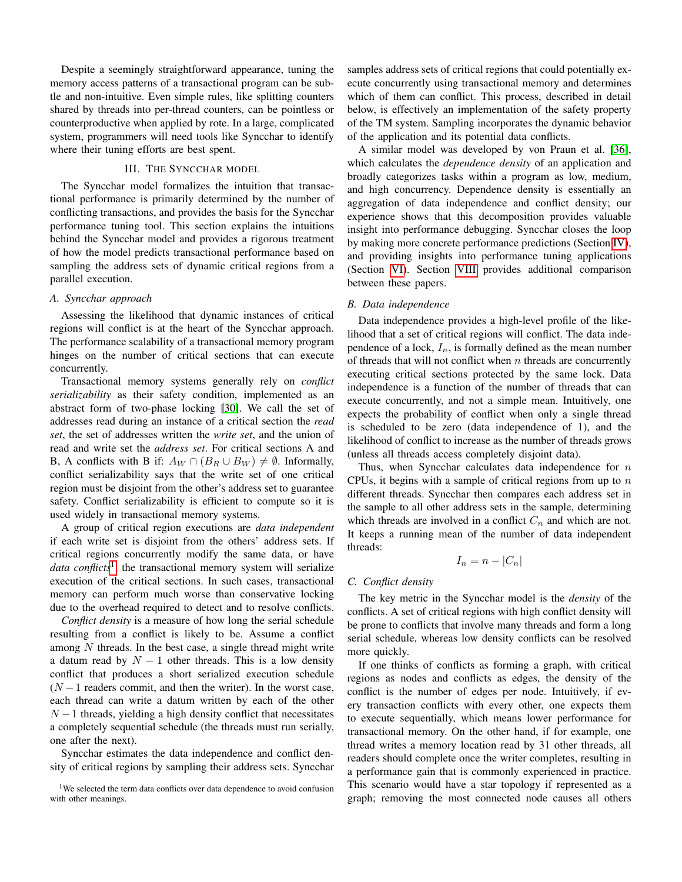Despite a seemingly straightforward appearance, tuning the memory access patterns of a transactional program can be subtle and non-intuitive. Even simple rules, like splitting counters shared by threads into per-thread counters, can be pointless or counterproductive when applied by rote. In a large, complicated system, programmers will need tools like Syncchar to identify where their tuning efforts are best spent.

## III. The Syncchar model

The Syncchar model formalizes the intuition that transactional performance is primarily determined by the number of conflicting transactions, and provides the basis for the Syncchar performance tuning tool. This section explains the intuitions behind the Syncchar model and provides a rigorous treatment of how the model predicts transactional performance based on sampling the address sets of dynamic critical regions from a parallel execution.

### A. Syncchar approach

Assessing the likelihood that dynamic instances of critical regions will conflict is at the heart of the Syncchar approach. The performance scalability of a transactional memory program hinges on the number of critical sections that can execute concurrently.

Transactional memory systems generally rely on *conflict serializability* as their safety condition, implemented as an abstract form of two-phase locking [30]. We call the set of addresses read during an instance of a critical section the *read set*, the set of addresses written the *write set*, and the union of read and write set the *address set*. For critical sections A and B, A conflicts with B if: $A_W \cap (B_R \cup B_W) \neq \emptyset$. Informally, conflict serializability says that the write set of one critical region must be disjoint from the other's address set to guarantee safety. Conflict serializability is efficient to compute so it is used widely in transactional memory systems.

A group of critical region executions are *data independent* if each write set is disjoint from the others' address sets. If critical regions concurrently modify the same data, or have *data conflicts*[1], the transactional memory system will serialize execution of the critical sections. In such cases, transactional memory can perform much worse than conservative locking due to the overhead required to detect and to resolve conflicts.

*Conflict density* is a measure of how long the serial schedule resulting from a conflict is likely to be. Assume a conflict among $N$ threads. In the best case, a single thread might write a datum read by $N-1$ other threads. This is a low density conflict that produces a short serialized execution schedule ($N-1$ readers commit, and then the writer). In the worst case, each thread can write a datum written by each of the other $N-1$ threads, yielding a high density conflict that necessitates a completely sequential schedule (the threads must run serially, one after the next).

Syncchar estimates the data independence and conflict density of critical regions by sampling their address sets. Syncchar samples address sets of critical regions that could potentially execute concurrently using transactional memory and determines which of them can conflict. This process, described in detail below, is effectively an implementation of the safety property of the TM system. Sampling incorporates the dynamic behavior of the application and its potential data conflicts.

A similar model was developed by von Praun et al. [36], which calculates the *dependence density* of an application and broadly categorizes tasks within a program as low, medium, and high concurrency. Dependence density is essentially an aggregation of data independence and conflict density; our experience shows that this decomposition provides valuable insight into performance debugging. Syncchar closes the loop by making more concrete performance predictions (Section IV), and providing insights into performance tuning applications (Section VI). Section VIII provides additional comparison between these papers.

### B. Data independence

Data independence provides a high-level profile of the likelihood that a set of critical regions will conflict. The data independence of a lock, $I_n$, is formally defined as the mean number of threads that will not conflict when $n$ threads are concurrently executing critical sections protected by the same lock. Data independence is a function of the number of threads that can execute concurrently, and not a simple mean. Intuitively, one expects the probability of conflict when only a single thread is scheduled to be zero (data independence of 1), and the likelihood of conflict to increase as the number of threads grows (unless all threads access completely disjoint data).

Thus, when Syncchar calculates data independence for $n$ CPUs, it begins with a sample of critical regions from up to $n$ different threads. Syncchar then compares each address set in the sample to all other address sets in the sample, determining which threads are involved in a conflict $C_n$ and which are not. It keeps a running mean of the number of data independent threads:

$$I_n = n - |C_n|$$

### C. Conflict density

The key metric in the Syncchar model is the *density* of the conflicts. A set of critical regions with high conflict density will be prone to conflicts that involve many threads and form a long serial schedule, whereas low density conflicts can be resolved more quickly.

If one thinks of conflicts as forming a graph, with critical regions as nodes and conflicts as edges, the density of the conflict is the number of edges per node. Intuitively, if every transaction conflicts with every other, one expects them to execute sequentially, which means lower performance for transactional memory. On the other hand, if for example, one thread writes a memory location read by 31 other threads, all readers should complete once the writer completes, resulting in a performance gain that is commonly experienced in practice. This scenario would have a star topology if represented as a graph; removing the most connected node causes all others

[1] We selected the term data conflicts over data dependence to avoid confusion with other meanings.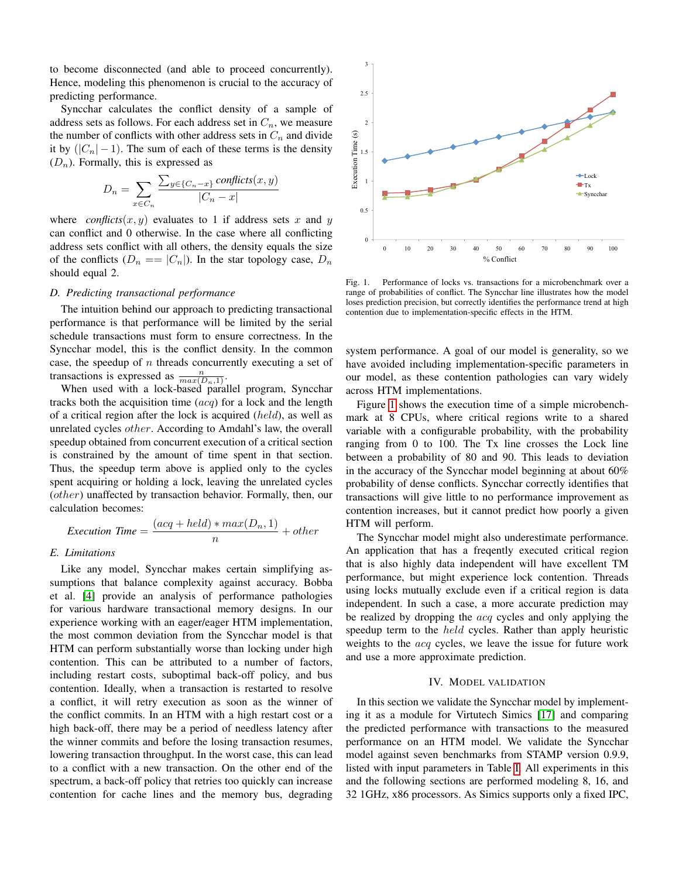to become disconnected (and able to proceed concurrently). Hence, modeling this phenomenon is crucial to the accuracy of predicting performance.

Syncchar calculates the conflict density of a sample of address sets as follows. For each address set in $C_n$, we measure the number of conflicts with other address sets in $C_n$ and divide it by $(|C_n| - 1)$. The sum of each of these terms is the density ($D_n$). Formally, this is expressed as

$$D_n = \sum_{x \in C_n} \frac{\sum_{y \in \{C_n - x\}} \mathit{conflicts}(x, y)}{|C_n - x|}$$

where $\mathit{conflicts}(x, y)$ evaluates to 1 if address sets $x$ and $y$ can conflict and 0 otherwise. In the case where all conflicting address sets conflict with all others, the density equals the size of the conflicts ($D_n == |C_n|$). In the star topology case, $D_n$ should equal 2.

### D. Predicting transactional performance

The intuition behind our approach to predicting transactional performance is that performance will be limited by the serial schedule transactions must form to ensure correctness. In the Syncchar model, this is the conflict density. In the common case, the speedup of $n$ threads concurrently executing a set of transactions is expressed as $\frac{n}{max(D_n, 1)}$.

When used with a lock-based parallel program, Syncchar tracks both the acquisition time ($acq$) for a lock and the length of a critical region after the lock is acquired ($held$), as well as unrelated cycles $other$. According to Amdahl's law, the overall speedup obtained from concurrent execution of a critical section is constrained by the amount of time spent in that section. Thus, the speedup term above is applied only to the cycles spent acquiring or holding a lock, leaving the unrelated cycles ($other$) unaffected by transaction behavior. Formally, then, our calculation becomes:

$$\mathit{Execution\ Time} = \frac{(acq + held) * max(D_n, 1)}{n} + other$$

### E. Limitations

Like any model, Syncchar makes certain simplifying assumptions that balance complexity against accuracy. Bobba et al. [4] provide an analysis of performance pathologies for various hardware transactional memory designs. In our experience working with an eager/eager HTM implementation, the most common deviation from the Syncchar model is that HTM can perform substantially worse than locking under high contention. This can be attributed to a number of factors, including restart costs, suboptimal back-off policy, and bus contention. Ideally, when a transaction is restarted to resolve a conflict, it will retry execution as soon as the winner of the conflict commits. In an HTM with a high restart cost or a high back-off, there may be a period of needless latency after the winner commits and before the losing transaction resumes, lowering transaction throughput. In the worst case, this can lead to a conflict with a new transaction. On the other end of the spectrum, a back-off policy that retries too quickly can increase contention for cache lines and the memory bus, degrading system performance. A goal of our model is generality, so we have avoided including implementation-specific parameters in our model, as these contention pathologies can vary widely across HTM implementations.

3
2.5
2
1.5
1
0.5
0
Execution Time (s)
0 10 20 30 40 50 60 70 80 90 100
% Conflict
Lock
Tx
Syncchar

Fig. 1. Performance of locks vs. transactions for a microbenchmark over a range of probabilities of conflict. The Syncchar line illustrates how the model loses prediction precision, but correctly identifies the performance trend at high contention due to implementation-specific effects in the HTM.

Figure 1 shows the execution time of a simple microbenchmark at 8 CPUs, where critical regions write to a shared variable with a configurable probability, with the probability ranging from 0 to 100. The Tx line crosses the Lock line between a probability of 80 and 90. This leads to deviation in the accuracy of the Syncchar model beginning at about 60% probability of dense conflicts. Syncchar correctly identifies that transactions will give little to no performance improvement as contention increases, but it cannot predict how poorly a given HTM will perform.

The Syncchar model might also underestimate performance. An application that has a freqently executed critical region that is also highly data independent will have excellent TM performance, but might experience lock contention. Threads using locks mutually exclude even if a critical region is data independent. In such a case, a more accurate prediction may be realized by dropping the $acq$ cycles and only applying the speedup term to the $held$ cycles. Rather than apply heuristic weights to the $acq$ cycles, we leave the issue for future work and use a more approximate prediction.

## IV. Model validation

In this section we validate the Syncchar model by implementing it as a module for Virtutech Simics [17] and comparing the predicted performance with transactions to the measured performance on an HTM model. We validate the Syncchar model against seven benchmarks from STAMP version 0.9.9, listed with input parameters in Table I. All experiments in this and the following sections are performed modeling 8, 16, and 32 1GHz, x86 processors. As Simics supports only a fixed IPC,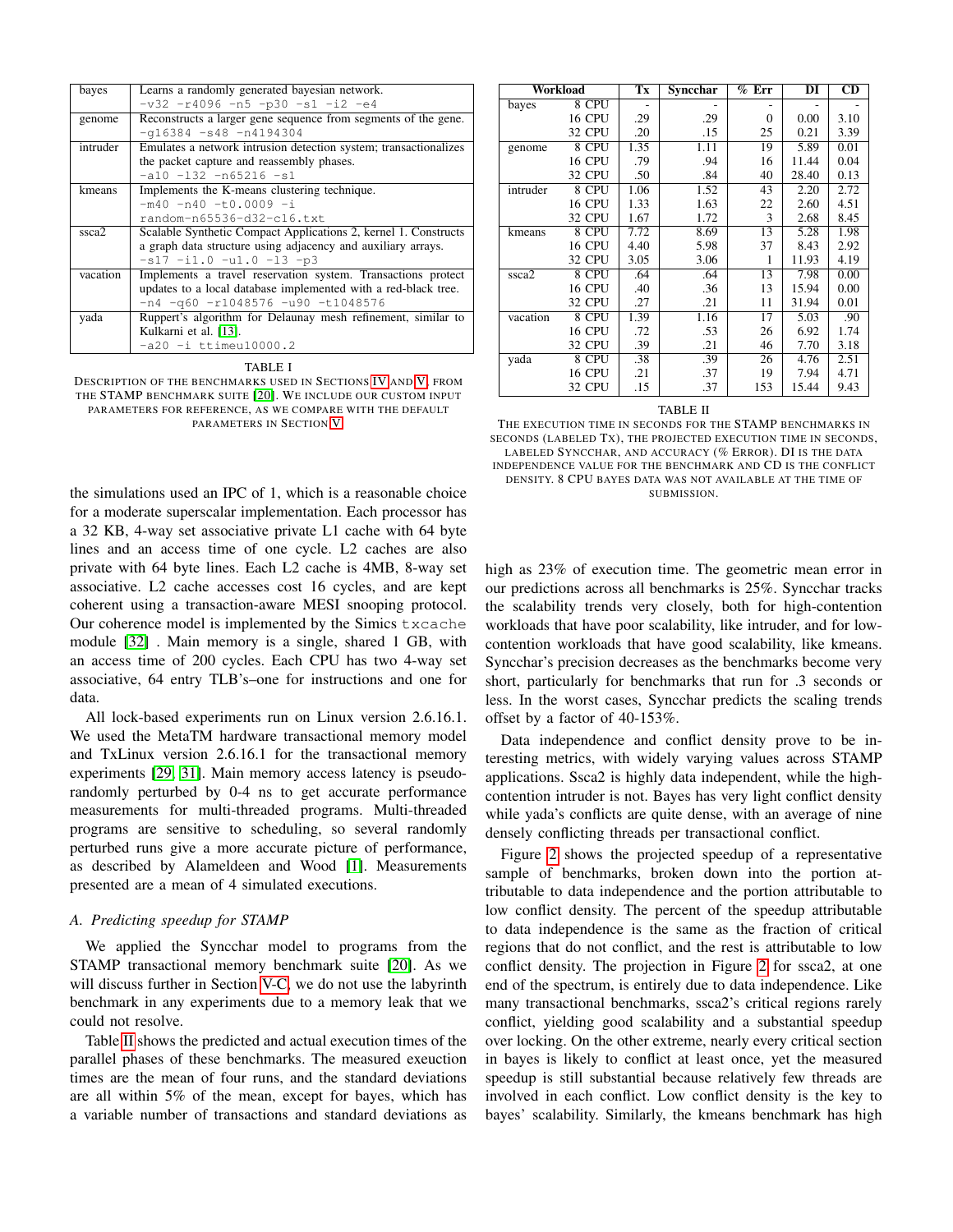| | |
|---|---|
| bayes | Learns a randomly generated bayesian network.<br>`-v32 -r4096 -n5 -p30 -s1 -i2 -e4` |
| genome | Reconstructs a larger gene sequence from segments of the gene.<br>`-g16384 -s48 -n4194304` |
| intruder | Emulates a network intrusion detection system; transactionalizes the packet capture and reassembly phases.<br>`-a10 -l32 -n65216 -s1` |
| kmeans | Implements the K-means clustering technique.<br>`-m40 -n40 -t0.0009 -i random-n65536-d32-c16.txt` |
| ssca2 | Scalable Synthetic Compact Applications 2, kernel 1. Constructs a graph data structure using adjacency and auxiliary arrays.<br>`-s17 -i1.0 -u1.0 -l3 -p3` |
| vacation | Implements a travel reservation system. Transactions protect updates to a local database implemented with a red-black tree.<br>`-n4 -q60 -r1048576 -u90 -t1048576` |
| yada | Ruppert's algorithm for Delaunay mesh refinement, similar to Kulkarni et al. [13].<br>`-a20 -i ttimeu10000.2` |

TABLE I

DESCRIPTION OF THE BENCHMARKS USED IN SECTIONS IV AND V, FROM THE STAMP BENCHMARK SUITE [20]. WE INCLUDE OUR CUSTOM INPUT PARAMETERS FOR REFERENCE, AS WE COMPARE WITH THE DEFAULT PARAMETERS IN SECTION V.

| Workload | | Tx | Syncchar | % Err | DI | CD |
|---|---|---|---|---|---|---|
| bayes | 8 CPU | - | - | - | - | - |
| | 16 CPU | .29 | .29 | 0 | 0.00 | 3.10 |
| | 32 CPU | .20 | .15 | 25 | 0.21 | 3.39 |
| genome | 8 CPU | 1.35 | 1.11 | 19 | 5.89 | 0.01 |
| | 16 CPU | .79 | .94 | 16 | 11.44 | 0.04 |
| | 32 CPU | .50 | .84 | 40 | 28.40 | 0.13 |
| intruder | 8 CPU | 1.06 | 1.52 | 43 | 2.20 | 2.72 |
| | 16 CPU | 1.33 | 1.63 | 22 | 2.60 | 4.51 |
| | 32 CPU | 1.67 | 1.72 | 3 | 2.68 | 8.45 |
| kmeans | 8 CPU | 7.72 | 8.69 | 13 | 5.28 | 1.98 |
| | 16 CPU | 4.40 | 5.98 | 37 | 8.43 | 2.92 |
| | 32 CPU | 3.05 | 3.06 | 1 | 11.93 | 4.19 |
| ssca2 | 8 CPU | .64 | .64 | 13 | 7.98 | 0.00 |
| | 16 CPU | .40 | .36 | 13 | 15.94 | 0.00 |
| | 32 CPU | .27 | .21 | 11 | 31.94 | 0.01 |
| vacation | 8 CPU | 1.39 | 1.16 | 17 | 5.03 | .90 |
| | 16 CPU | .72 | .53 | 26 | 6.92 | 1.74 |
| | 32 CPU | .39 | .21 | 46 | 7.70 | 3.18 |
| yada | 8 CPU | .38 | .39 | 26 | 4.76 | 2.51 |
| | 16 CPU | .21 | .37 | 19 | 7.94 | 4.71 |
| | 32 CPU | .15 | .37 | 153 | 15.44 | 9.43 |

TABLE II

THE EXECUTION TIME IN SECONDS FOR THE STAMP BENCHMARKS IN SECONDS (LABELED TX), THE PROJECTED EXECUTION TIME IN SECONDS, LABELED SYNCCHAR, AND ACCURACY (% ERROR). DI IS THE DATA INDEPENDENCE VALUE FOR THE BENCHMARK AND CD IS THE CONFLICT DENSITY. 8 CPU BAYES DATA WAS NOT AVAILABLE AT THE TIME OF SUBMISSION.

the simulations used an IPC of 1, which is a reasonable choice for a moderate superscalar implementation. Each processor has a 32 KB, 4-way set associative private L1 cache with 64 byte lines and an access time of one cycle. L2 caches are also private with 64 byte lines. Each L2 cache is 4MB, 8-way set associative. L2 cache accesses cost 16 cycles, and are kept coherent using a transaction-aware MESI snooping protocol. Our coherence model is implemented by the Simics `txcache` module [32] . Main memory is a single, shared 1 GB, with an access time of 200 cycles. Each CPU has two 4-way set associative, 64 entry TLB's–one for instructions and one for data.

All lock-based experiments run on Linux version 2.6.16.1. We used the MetaTM hardware transactional memory model and TxLinux version 2.6.16.1 for the transactional memory experiments [29, 31]. Main memory access latency is pseudo-randomly perturbed by 0-4 ns to get accurate performance measurements for multi-threaded programs. Multi-threaded programs are sensitive to scheduling, so several randomly perturbed runs give a more accurate picture of performance, as described by Alameldeen and Wood [1]. Measurements presented are a mean of 4 simulated executions.

### A. Predicting speedup for STAMP

We applied the Syncchar model to programs from the STAMP transactional memory benchmark suite [20]. As we will discuss further in Section V-C, we do not use the labyrinth benchmark in any experiments due to a memory leak that we could not resolve.

Table II shows the predicted and actual execution times of the parallel phases of these benchmarks. The measured exeuction times are the mean of four runs, and the standard deviations are all within 5% of the mean, except for bayes, which has a variable number of transactions and standard deviations as high as 23% of execution time. The geometric mean error in our predictions across all benchmarks is 25%. Syncchar tracks the scalability trends very closely, both for high-contention workloads that have poor scalability, like intruder, and for low-contention workloads that have good scalability, like kmeans. Syncchar's precision decreases as the benchmarks become very short, particularly for benchmarks that run for .3 seconds or less. In the worst cases, Syncchar predicts the scaling trends offset by a factor of 40-153%.

Data independence and conflict density prove to be interesting metrics, with widely varying values across STAMP applications. Ssca2 is highly data independent, while the high-contention intruder is not. Bayes has very light conflict density while yada's conflicts are quite dense, with an average of nine densely conflicting threads per transactional conflict.

Figure 2 shows the projected speedup of a representative sample of benchmarks, broken down into the portion attributable to data independence and the portion attributable to low conflict density. The percent of the speedup attributable to data independence is the same as the fraction of critical regions that do not conflict, and the rest is attributable to low conflict density. The projection in Figure 2 for ssca2, at one end of the spectrum, is entirely due to data independence. Like many transactional benchmarks, ssca2's critical regions rarely conflict, yielding good scalability and a substantial speedup over locking. On the other extreme, nearly every critical section in bayes is likely to conflict at least once, yet the measured speedup is still substantial because relatively few threads are involved in each conflict. Low conflict density is the key to bayes' scalability. Similarly, the kmeans benchmark has high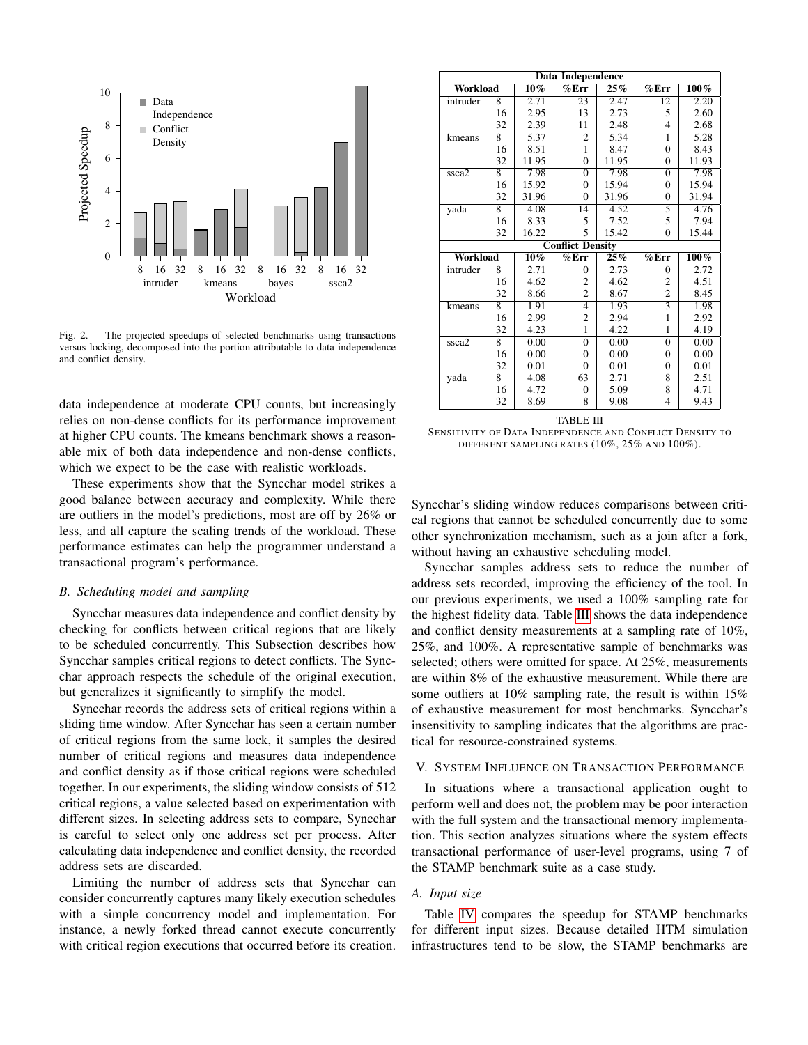Fig. 2. The projected speedups of selected benchmarks using transactions versus locking, decomposed into the portion attributable to data independence and conflict density.

data independence at moderate CPU counts, but increasingly relies on non-dense conflicts for its performance improvement at higher CPU counts. The kmeans benchmark shows a reasonable mix of both data independence and non-dense conflicts, which we expect to be the case with realistic workloads.

These experiments show that the Syncchar model strikes a good balance between accuracy and complexity. While there are outliers in the model's predictions, most are off by 26% or less, and all capture the scaling trends of the workload. These performance estimates can help the programmer understand a transactional program's performance.

### B. Scheduling model and sampling

Syncchar measures data independence and conflict density by checking for conflicts between critical regions that are likely to be scheduled concurrently. This Subsection describes how Syncchar samples critical regions to detect conflicts. The Syncchar approach respects the schedule of the original execution, but generalizes it significantly to simplify the model.

Syncchar records the address sets of critical regions within a sliding time window. After Syncchar has seen a certain number of critical regions from the same lock, it samples the desired number of critical regions and measures data independence and conflict density as if those critical regions were scheduled together. In our experiments, the sliding window consists of 512 critical regions, a value selected based on experimentation with different sizes. In selecting address sets to compare, Syncchar is careful to select only one address set per process. After calculating data independence and conflict density, the recorded address sets are discarded.

Limiting the number of address sets that Syncchar can consider concurrently captures many likely execution schedules with a simple concurrency model and implementation. For instance, a newly forked thread cannot execute concurrently with critical region executions that occurred before its creation.

| Workload | | 10% | %Err | 25% | %Err | 100% |
|---|---|---|---|---|---|---|
| **Data Independence** | | | | | | |
| intruder | 8 | 2.71 | 23 | 2.47 | 12 | 2.20 |
| | 16 | 2.95 | 13 | 2.73 | 5 | 2.60 |
| | 32 | 2.39 | 11 | 2.48 | 4 | 2.68 |
| kmeans | 8 | 5.37 | 2 | 5.34 | 1 | 5.28 |
| | 16 | 8.51 | 1 | 8.47 | 0 | 8.43 |
| | 32 | 11.95 | 0 | 11.95 | 0 | 11.93 |
| ssca2 | 8 | 7.98 | 0 | 7.98 | 0 | 7.98 |
| | 16 | 15.92 | 0 | 15.94 | 0 | 15.94 |
| | 32 | 31.96 | 0 | 31.96 | 0 | 31.94 |
| yada | 8 | 4.08 | 14 | 4.52 | 5 | 4.76 |
| | 16 | 8.33 | 5 | 7.52 | 5 | 7.94 |
| | 32 | 16.22 | 5 | 15.42 | 0 | 15.44 |
| **Conflict Density** | | | | | | |
| intruder | 8 | 2.71 | 0 | 2.73 | 0 | 2.72 |
| | 16 | 4.62 | 2 | 4.62 | 2 | 4.51 |
| | 32 | 8.66 | 2 | 8.67 | 2 | 8.45 |
| kmeans | 8 | 1.91 | 4 | 1.93 | 3 | 1.98 |
| | 16 | 2.99 | 2 | 2.94 | 1 | 2.92 |
| | 32 | 4.23 | 1 | 4.22 | 1 | 4.19 |
| ssca2 | 8 | 0.00 | 0 | 0.00 | 0 | 0.00 |
| | 16 | 0.00 | 0 | 0.00 | 0 | 0.00 |
| | 32 | 0.01 | 0 | 0.01 | 0 | 0.01 |
| yada | 8 | 4.08 | 63 | 2.71 | 8 | 2.51 |
| | 16 | 4.72 | 0 | 5.09 | 8 | 4.71 |
| | 32 | 8.69 | 8 | 9.08 | 4 | 9.43 |

TABLE III
SENSITIVITY OF DATA INDEPENDENCE AND CONFLICT DENSITY TO DIFFERENT SAMPLING RATES (10%, 25% AND 100%).

Syncchar's sliding window reduces comparisons between critical regions that cannot be scheduled concurrently due to some other synchronization mechanism, such as a join after a fork, without having an exhaustive scheduling model.

Syncchar samples address sets to reduce the number of address sets recorded, improving the efficiency of the tool. In our previous experiments, we used a 100% sampling rate for the highest fidelity data. Table III shows the data independence and conflict density measurements at a sampling rate of 10%, 25%, and 100%. A representative sample of benchmarks was selected; others were omitted for space. At 25%, measurements are within 8% of the exhaustive measurement. While there are some outliers at 10% sampling rate, the result is within 15% of exhaustive measurement for most benchmarks. Syncchar's insensitivity to sampling indicates that the algorithms are practical for resource-constrained systems.

## V. System Influence on Transaction Performance

In situations where a transactional application ought to perform well and does not, the problem may be poor interaction with the full system and the transactional memory implementation. This section analyzes situations where the system effects transactional performance of user-level programs, using 7 of the STAMP benchmark suite as a case study.

### A. Input size

Table IV compares the speedup for STAMP benchmarks for different input sizes. Because detailed HTM simulation infrastructures tend to be slow, the STAMP benchmarks are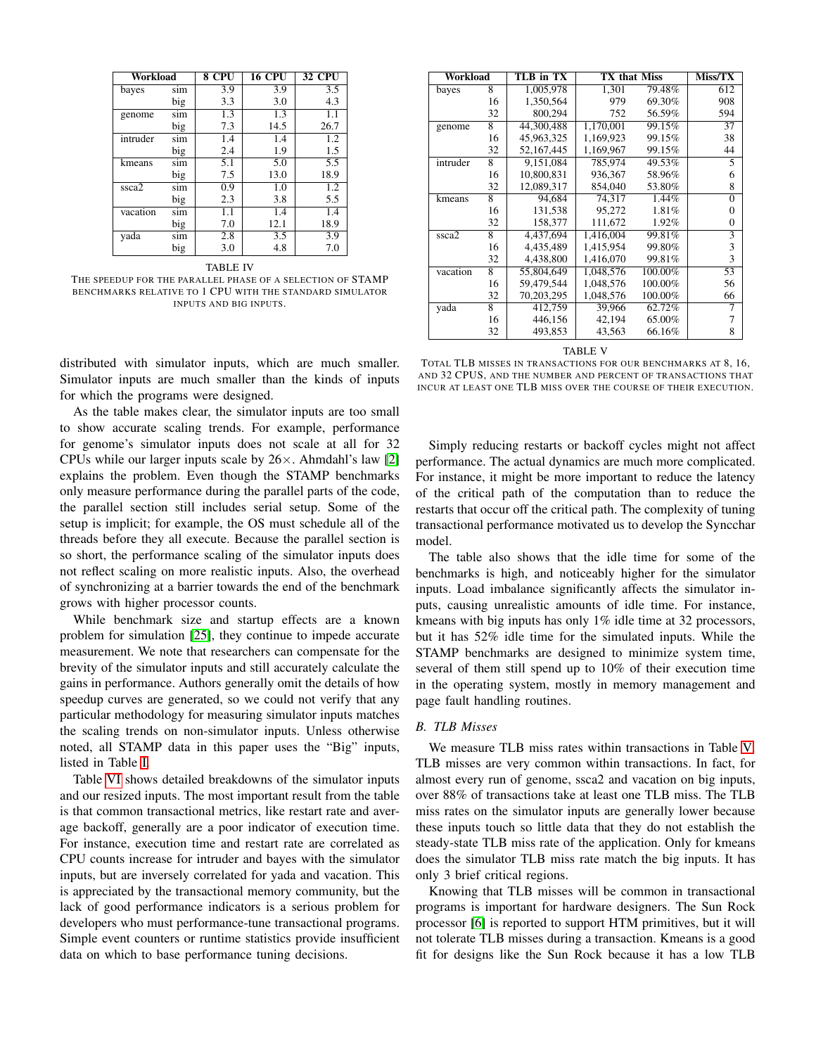| Workload | | 8 CPU | 16 CPU | 32 CPU |
|---|---|---|---|---|
| bayes | sim | 3.9 | 3.9 | 3.5 |
| | big | 3.3 | 3.0 | 4.3 |
| genome | sim | 1.3 | 1.3 | 1.1 |
| | big | 7.3 | 14.5 | 26.7 |
| intruder | sim | 1.4 | 1.4 | 1.2 |
| | big | 2.4 | 1.9 | 1.5 |
| kmeans | sim | 5.1 | 5.0 | 5.5 |
| | big | 7.5 | 13.0 | 18.9 |
| ssca2 | sim | 0.9 | 1.0 | 1.2 |
| | big | 2.3 | 3.8 | 5.5 |
| vacation | sim | 1.1 | 1.4 | 1.4 |
| | big | 7.0 | 12.1 | 18.9 |
| yada | sim | 2.8 | 3.5 | 3.9 |
| | big | 3.0 | 4.8 | 7.0 |

TABLE IV
THE SPEEDUP FOR THE PARALLEL PHASE OF A SELECTION OF STAMP BENCHMARKS RELATIVE TO 1 CPU WITH THE STANDARD SIMULATOR INPUTS AND BIG INPUTS.

distributed with simulator inputs, which are much smaller. Simulator inputs are much smaller than the kinds of inputs for which the programs were designed.

As the table makes clear, the simulator inputs are too small to show accurate scaling trends. For example, performance for genome's simulator inputs does not scale at all for 32 CPUs while our larger inputs scale by 26×. Ahmdahl's law [2] explains the problem. Even though the STAMP benchmarks only measure performance during the parallel parts of the code, the parallel section still includes serial setup. Some of the setup is implicit; for example, the OS must schedule all of the threads before they all execute. Because the parallel section is so short, the performance scaling of the simulator inputs does not reflect scaling on more realistic inputs. Also, the overhead of synchronizing at a barrier towards the end of the benchmark grows with higher processor counts.

While benchmark size and startup effects are a known problem for simulation [25], they continue to impede accurate measurement. We note that researchers can compensate for the brevity of the simulator inputs and still accurately calculate the gains in performance. Authors generally omit the details of how speedup curves are generated, so we could not verify that any particular methodology for measuring simulator inputs matches the scaling trends on non-simulator inputs. Unless otherwise noted, all STAMP data in this paper uses the "Big" inputs, listed in Table I.

Table VI shows detailed breakdowns of the simulator inputs and our resized inputs. The most important result from the table is that common transactional metrics, like restart rate and average backoff, generally are a poor indicator of execution time. For instance, execution time and restart rate are correlated as CPU counts increase for intruder and bayes with the simulator inputs, but are inversely correlated for yada and vacation. This is appreciated by the transactional memory community, but the lack of good performance indicators is a serious problem for developers who must performance-tune transactional programs. Simple event counters or runtime statistics provide insufficient data on which to base performance tuning decisions.

| Workload | | TLB in TX | TX that Miss | | Miss/TX |
|---|---|---|---|---|---|
| bayes | 8 | 1,005,978 | 1,301 | 79.48% | 612 |
| | 16 | 1,350,564 | 979 | 69.30% | 908 |
| | 32 | 800,294 | 752 | 56.59% | 594 |
| genome | 8 | 44,300,488 | 1,170,001 | 99.15% | 37 |
| | 16 | 45,963,325 | 1,169,923 | 99.15% | 38 |
| | 32 | 52,167,445 | 1,169,967 | 99.15% | 44 |
| intruder | 8 | 9,151,084 | 785,974 | 49.53% | 5 |
| | 16 | 10,800,831 | 936,367 | 58.96% | 6 |
| | 32 | 12,089,317 | 854,040 | 53.80% | 8 |
| kmeans | 8 | 94,684 | 74,317 | 1.44% | 0 |
| | 16 | 131,538 | 95,272 | 1.81% | 0 |
| | 32 | 158,377 | 111,672 | 1.92% | 0 |
| ssca2 | 8 | 4,437,694 | 1,416,004 | 99.81% | 3 |
| | 16 | 4,435,489 | 1,415,954 | 99.80% | 3 |
| | 32 | 4,438,800 | 1,416,070 | 99.81% | 3 |
| vacation | 8 | 55,804,649 | 1,048,576 | 100.00% | 53 |
| | 16 | 59,479,544 | 1,048,576 | 100.00% | 56 |
| | 32 | 70,203,295 | 1,048,576 | 100.00% | 66 |
| yada | 8 | 412,759 | 39,966 | 62.72% | 7 |
| | 16 | 446,156 | 42,194 | 65.00% | 7 |
| | 32 | 493,853 | 43,563 | 66.16% | 8 |

TABLE V
TOTAL TLB MISSES IN TRANSACTIONS FOR OUR BENCHMARKS AT 8, 16, AND 32 CPUS, AND THE NUMBER AND PERCENT OF TRANSACTIONS THAT INCUR AT LEAST ONE TLB MISS OVER THE COURSE OF THEIR EXECUTION.

Simply reducing restarts or backoff cycles might not affect performance. The actual dynamics are much more complicated. For instance, it might be more important to reduce the latency of the critical path of the computation than to reduce the restarts that occur off the critical path. The complexity of tuning transactional performance motivated us to develop the Syncchar model.

The table also shows that the idle time for some of the benchmarks is high, and noticeably higher for the simulator inputs. Load imbalance significantly affects the simulator inputs, causing unrealistic amounts of idle time. For instance, kmeans with big inputs has only 1% idle time at 32 processors, but it has 52% idle time for the simulated inputs. While the STAMP benchmarks are designed to minimize system time, several of them still spend up to 10% of their execution time in the operating system, mostly in memory management and page fault handling routines.

### *B. TLB Misses*

We measure TLB miss rates within transactions in Table V. TLB misses are very common within transactions. In fact, for almost every run of genome, ssca2 and vacation on big inputs, over 88% of transactions take at least one TLB miss. The TLB miss rates on the simulator inputs are generally lower because these inputs touch so little data that they do not establish the steady-state TLB miss rate of the application. Only for kmeans does the simulator TLB miss rate match the big inputs. It has only 3 brief critical regions.

Knowing that TLB misses will be common in transactional programs is important for hardware designers. The Sun Rock processor [6] is reported to support HTM primitives, but it will not tolerate TLB misses during a transaction. Kmeans is a good fit for designs like the Sun Rock because it has a low TLB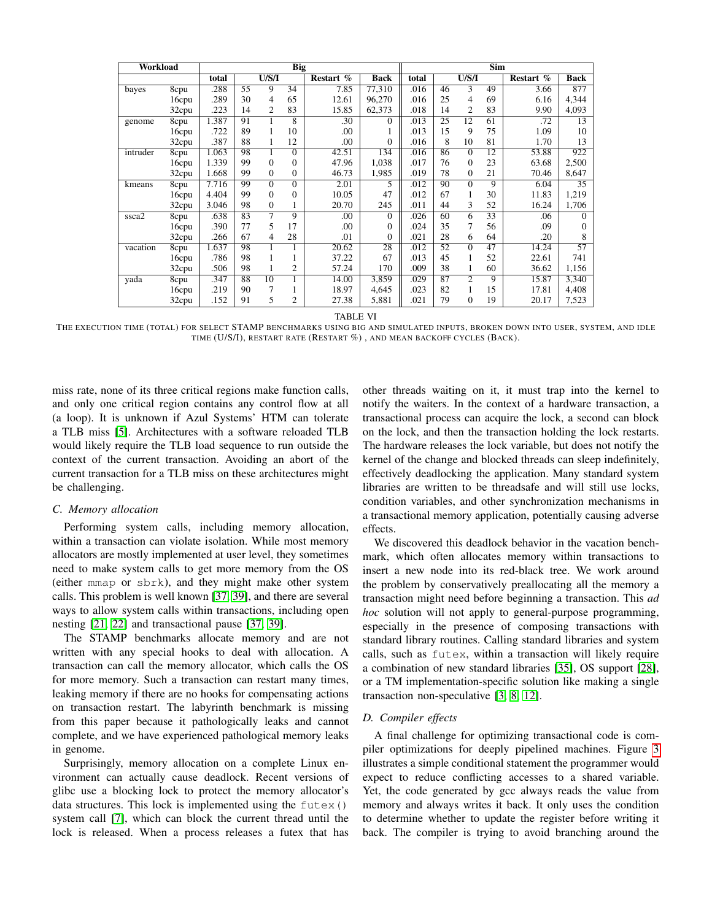| Workload | | Big | | | | | | Sim | | | | | |
|---|---|---|---|---|---|---|---|---|---|---|---|---|---|
| | | total | U/S/I | | | Restart % | Back | total | U/S/I | | | Restart % | Back |
| bayes | 8cpu | .288 | 55 | 9 | 34 | 7.85 | 77,310 | .016 | 46 | 3 | 49 | 3.66 | 877 |
| | 16cpu | .289 | 30 | 4 | 65 | 12.61 | 96,270 | .016 | 25 | 4 | 69 | 6.16 | 4,344 |
| | 32cpu | .223 | 14 | 2 | 83 | 15.85 | 62,373 | .018 | 14 | 2 | 83 | 9.90 | 4,093 |
| genome | 8cpu | 1.387 | 91 | 1 | 8 | .30 | 0 | .013 | 25 | 12 | 61 | .72 | 13 |
| | 16cpu | .722 | 89 | 1 | 10 | .00 | 1 | .013 | 15 | 9 | 75 | 1.09 | 10 |
| | 32cpu | .387 | 88 | 1 | 12 | .00 | 0 | .016 | 8 | 10 | 81 | 1.70 | 13 |
| intruder | 8cpu | 1.063 | 98 | 1 | 0 | 42.51 | 134 | .016 | 86 | 0 | 12 | 53.88 | 922 |
| | 16cpu | 1.339 | 99 | 0 | 0 | 47.96 | 1,038 | .017 | 76 | 0 | 23 | 63.68 | 2,500 |
| | 32cpu | 1.668 | 99 | 0 | 0 | 46.73 | 1,985 | .019 | 78 | 0 | 21 | 70.46 | 8,647 |
| kmeans | 8cpu | 7.716 | 99 | 0 | 0 | 2.01 | 5 | .012 | 90 | 0 | 9 | 6.04 | 35 |
| | 16cpu | 4.404 | 99 | 0 | 0 | 10.05 | 47 | .012 | 67 | 1 | 30 | 11.83 | 1,219 |
| | 32cpu | 3.046 | 98 | 0 | 1 | 20.70 | 245 | .011 | 44 | 3 | 52 | 16.24 | 1,706 |
| ssca2 | 8cpu | .638 | 83 | 7 | 9 | .00 | 0 | .026 | 60 | 6 | 33 | .06 | 0 |
| | 16cpu | .390 | 77 | 5 | 17 | .00 | 0 | .024 | 35 | 7 | 56 | .09 | 0 |
| | 32cpu | .266 | 67 | 4 | 28 | .01 | 0 | .021 | 28 | 6 | 64 | .20 | 8 |
| vacation | 8cpu | 1.637 | 98 | 1 | 1 | 20.62 | 28 | .012 | 52 | 0 | 47 | 14.24 | 57 |
| | 16cpu | .786 | 98 | 1 | 1 | 37.22 | 67 | .013 | 45 | 1 | 52 | 22.61 | 741 |
| | 32cpu | .506 | 98 | 1 | 2 | 57.24 | 170 | .009 | 38 | 1 | 60 | 36.62 | 1,156 |
| yada | 8cpu | .347 | 88 | 10 | 1 | 14.00 | 3,859 | .029 | 87 | 2 | 9 | 15.87 | 3,340 |
| | 16cpu | .219 | 90 | 7 | 1 | 18.97 | 4,645 | .023 | 82 | 1 | 15 | 17.81 | 4,408 |
| | 32cpu | .152 | 91 | 5 | 2 | 27.38 | 5,881 | .021 | 79 | 0 | 19 | 20.17 | 7,523 |

TABLE VI

THE EXECUTION TIME (TOTAL) FOR SELECT STAMP BENCHMARKS USING BIG AND SIMULATED INPUTS, BROKEN DOWN INTO USER, SYSTEM, AND IDLE TIME (U/S/I), RESTART RATE (RESTART %), AND MEAN BACKOFF CYCLES (BACK).

miss rate, none of its three critical regions make function calls, and only one critical region contains any control flow at all (a loop). It is unknown if Azul Systems' HTM can tolerate a TLB miss [5]. Architectures with a software reloaded TLB would likely require the TLB load sequence to run outside the context of the current transaction. Avoiding an abort of the current transaction for a TLB miss on these architectures might be challenging.

### C. Memory allocation

Performing system calls, including memory allocation, within a transaction can violate isolation. While most memory allocators are mostly implemented at user level, they sometimes need to make system calls to get more memory from the OS (either `mmap` or `sbrk`), and they might make other system calls. This problem is well known [37, 39], and there are several ways to allow system calls within transactions, including open nesting [21, 22] and transactional pause [37, 39].

The STAMP benchmarks allocate memory and are not written with any special hooks to deal with allocation. A transaction can call the memory allocator, which calls the OS for more memory. Such a transaction can restart many times, leaking memory if there are no hooks for compensating actions on transaction restart. The labyrinth benchmark is missing from this paper because it pathologically leaks and cannot complete, and we have experienced pathological memory leaks in genome.

Surprisingly, memory allocation on a complete Linux environment can actually cause deadlock. Recent versions of glibc use a blocking lock to protect the memory allocator's data structures. This lock is implemented using the `futex()` system call [7], which can block the current thread until the lock is released. When a process releases a futex that has other threads waiting on it, it must trap into the kernel to notify the waiters. In the context of a hardware transaction, a transactional process can acquire the lock, a second can block on the lock, and then the transaction holding the lock restarts. The hardware releases the lock variable, but does not notify the kernel of the change and blocked threads can sleep indefinitely, effectively deadlocking the application. Many standard system libraries are written to be threadsafe and will still use locks, condition variables, and other synchronization mechanisms in a transactional memory application, potentially causing adverse effects.

We discovered this deadlock behavior in the vacation benchmark, which often allocates memory within transactions to insert a new node into its red-black tree. We work around the problem by conservatively preallocating all the memory a transaction might need before beginning a transaction. This *ad hoc* solution will not apply to general-purpose programming, especially in the presence of composing transactions with standard library routines. Calling standard libraries and system calls, such as `futex`, within a transaction will likely require a combination of new standard libraries [35], OS support [28], or a TM implementation-specific solution like making a single transaction non-speculative [3, 8, 12].

### D. Compiler effects

A final challenge for optimizing transactional code is compiler optimizations for deeply pipelined machines. Figure 3 illustrates a simple conditional statement the programmer would expect to reduce conflicting accesses to a shared variable. Yet, the code generated by gcc always reads the value from memory and always writes it back. It only uses the condition to determine whether to update the register before writing it back. The compiler is trying to avoid branching around the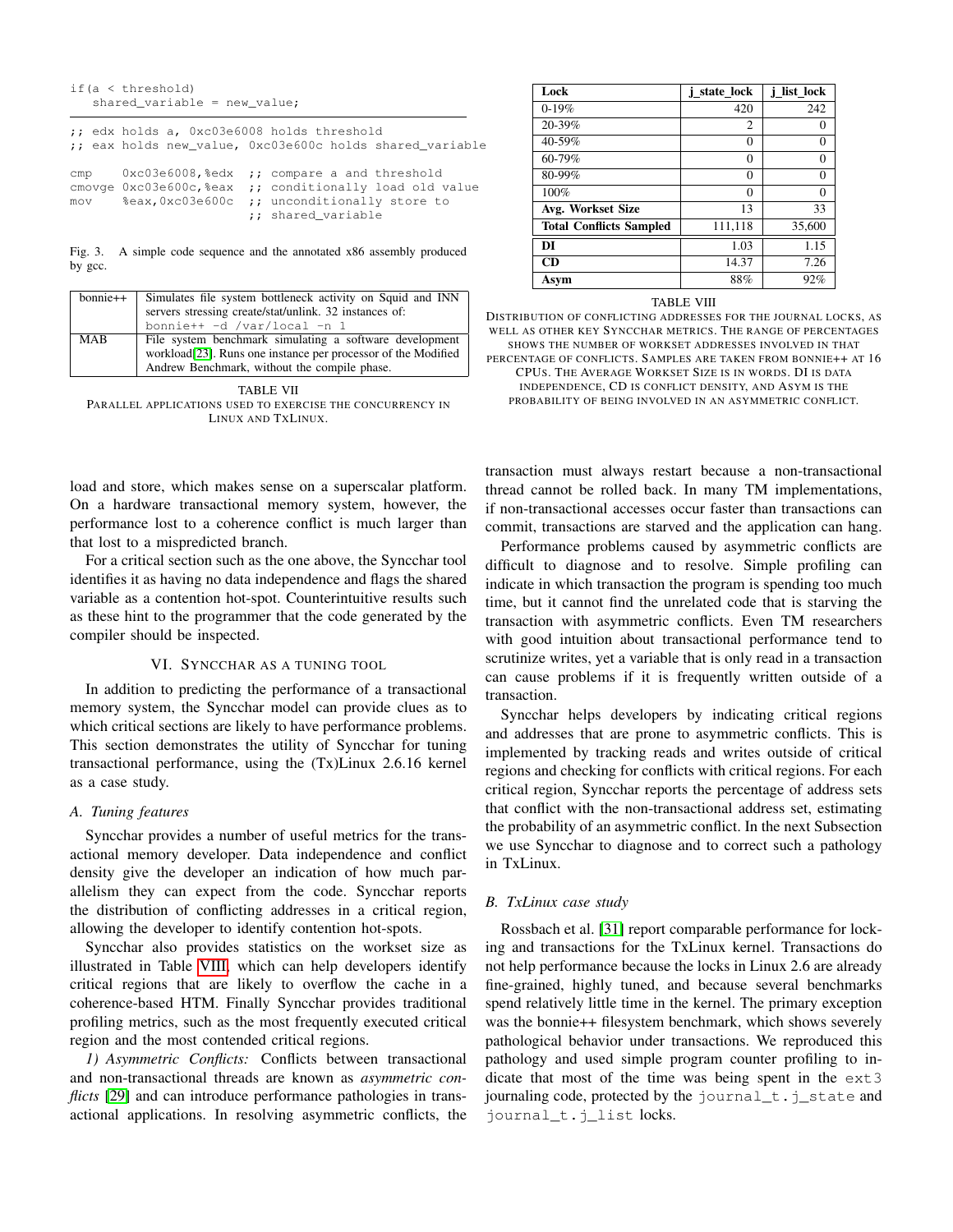```
if(a < threshold)
   shared_variable = new_value;
```

```
;; edx holds a, 0xc03e6008 holds threshold
;; eax holds new_value, 0xc03e600c holds shared_variable

cmp     0xc03e6008,%edx  ;; compare a and threshold
cmovge  0xc03e600c,%eax  ;; conditionally load old value
mov     %eax,0xc03e600c  ;; unconditionally store to
                         ;; shared_variable
```

Fig. 3. A simple code sequence and the annotated x86 assembly produced by gcc.

| | |
|---|---|
| bonnie++ | Simulates file system bottleneck activity on Squid and INN servers stressing create/stat/unlink. 32 instances of: `bonnie++ -d /var/local -n 1` |
| MAB | File system benchmark simulating a software development workload[23]. Runs one instance per processor of the Modified Andrew Benchmark, without the compile phase. |

TABLE VII
PARALLEL APPLICATIONS USED TO EXERCISE THE CONCURRENCY IN LINUX AND TXLINUX.

| Lock | j_state_lock | j_list_lock |
|---|---|---|
| 0-19% | 420 | 242 |
| 20-39% | 2 | 0 |
| 40-59% | 0 | 0 |
| 60-79% | 0 | 0 |
| 80-99% | 0 | 0 |
| 100% | 0 | 0 |
| **Avg. Workset Size** | 13 | 33 |
| **Total Conflicts Sampled** | 111,118 | 35,600 |
| **DI** | 1.03 | 1.15 |
| **CD** | 14.37 | 7.26 |
| **Asym** | 88% | 92% |

TABLE VIII
DISTRIBUTION OF CONFLICTING ADDRESSES FOR THE JOURNAL LOCKS, AS WELL AS OTHER KEY SYNCCHAR METRICS. THE RANGE OF PERCENTAGES SHOWS THE NUMBER OF WORKSET ADDRESSES INVOLVED IN THAT PERCENTAGE OF CONFLICTS. SAMPLES ARE TAKEN FROM BONNIE++ AT 16 CPUS. THE AVERAGE WORKSET SIZE IS IN WORDS. DI IS DATA INDEPENDENCE, CD IS CONFLICT DENSITY, AND ASYM IS THE PROBABILITY OF BEING INVOLVED IN AN ASYMMETRIC CONFLICT.

load and store, which makes sense on a superscalar platform. On a hardware transactional memory system, however, the performance lost to a coherence conflict is much larger than that lost to a mispredicted branch.

For a critical section such as the one above, the Syncchar tool identifies it as having no data independence and flags the shared variable as a contention hot-spot. Counterintuitive results such as these hint to the programmer that the code generated by the compiler should be inspected.

## VI. SYNCCHAR AS A TUNING TOOL

In addition to predicting the performance of a transactional memory system, the Syncchar model can provide clues as to which critical sections are likely to have performance problems. This section demonstrates the utility of Syncchar for tuning transactional performance, using the (Tx)Linux 2.6.16 kernel as a case study.

### A. Tuning features

Syncchar provides a number of useful metrics for the transactional memory developer. Data independence and conflict density give the developer an indication of how much parallelism they can expect from the code. Syncchar reports the distribution of conflicting addresses in a critical region, allowing the developer to identify contention hot-spots.

Syncchar also provides statistics on the workset size as illustrated in Table VIII, which can help developers identify critical regions that are likely to overflow the cache in a coherence-based HTM. Finally Syncchar provides traditional profiling metrics, such as the most frequently executed critical region and the most contended critical regions.

*1) Asymmetric Conflicts:* Conflicts between transactional and non-transactional threads are known as *asymmetric conflicts* [29] and can introduce performance pathologies in transactional applications. In resolving asymmetric conflicts, the transaction must always restart because a non-transactional thread cannot be rolled back. In many TM implementations, if non-transactional accesses occur faster than transactions can commit, transactions are starved and the application can hang.

Performance problems caused by asymmetric conflicts are difficult to diagnose and to resolve. Simple profiling can indicate in which transaction the program is spending too much time, but it cannot find the unrelated code that is starving the transaction with asymmetric conflicts. Even TM researchers with good intuition about transactional performance tend to scrutinize writes, yet a variable that is only read in a transaction can cause problems if it is frequently written outside of a transaction.

Syncchar helps developers by indicating critical regions and addresses that are prone to asymmetric conflicts. This is implemented by tracking reads and writes outside of critical regions and checking for conflicts with critical regions. For each critical region, Syncchar reports the percentage of address sets that conflict with the non-transactional address set, estimating the probability of an asymmetric conflict. In the next Subsection we use Syncchar to diagnose and to correct such a pathology in TxLinux.

### B. TxLinux case study

Rossbach et al. [31] report comparable performance for locking and transactions for the TxLinux kernel. Transactions do not help performance because the locks in Linux 2.6 are already fine-grained, highly tuned, and because several benchmarks spend relatively little time in the kernel. The primary exception was the bonnie++ filesystem benchmark, which shows severely pathological behavior under transactions. We reproduced this pathology and used simple program counter profiling to indicate that most of the time was being spent in the `ext3` journaling code, protected by the `journal_t.j_state` and `journal_t.j_list` locks.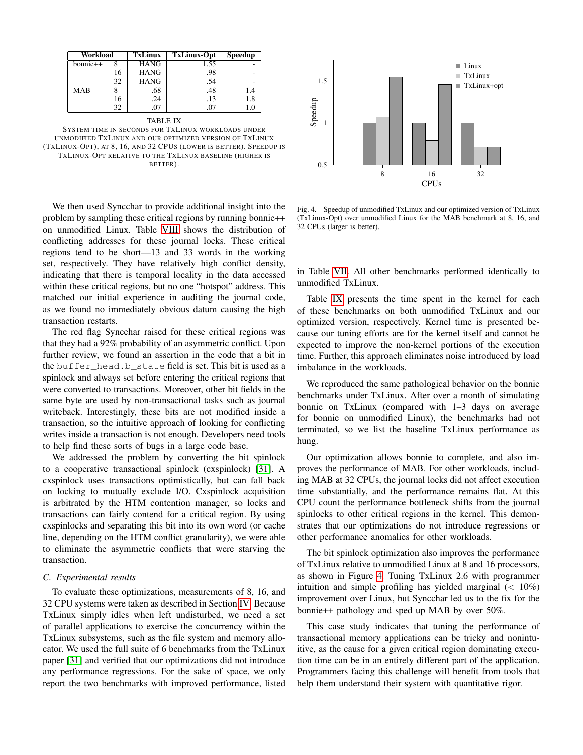| Workload | | TxLinux | TxLinux-Opt | Speedup |
|---|---|---|---|---|
| bonnie++ | 8 | HANG | 1.55 | - |
| | 16 | HANG | .98 | - |
| | 32 | HANG | .54 | - |
| MAB | 8 | .68 | .48 | 1.4 |
| | 16 | .24 | .13 | 1.8 |
| | 32 | .07 | .07 | 1.0 |

TABLE IX
SYSTEM TIME IN SECONDS FOR TXLINUX WORKLOADS UNDER UNMODIFIED TXLINUX AND OUR OPTIMIZED VERSION OF TXLINUX (TXLINUX-OPT), AT 8, 16, AND 32 CPUS (LOWER IS BETTER). SPEEDUP IS TXLINUX-OPT RELATIVE TO THE TXLINUX BASELINE (HIGHER IS BETTER).

We then used Syncchar to provide additional insight into the problem by sampling these critical regions by running bonnie++ on unmodified Linux. Table VIII shows the distribution of conflicting addresses for these journal locks. These critical regions tend to be short—13 and 33 words in the working set, respectively. They have relatively high conflict density, indicating that there is temporal locality in the data accessed within these critical regions, but no one "hotspot" address. This matched our initial experience in auditing the journal code, as we found no immediately obvious datum causing the high transaction restarts.

The red flag Syncchar raised for these critical regions was that they had a 92% probability of an asymmetric conflict. Upon further review, we found an assertion in the code that a bit in the `buffer_head.b_state` field is set. This bit is used as a spinlock and always set before entering the critical regions that were converted to transactions. Moreover, other bit fields in the same byte are used by non-transactional tasks such as journal writeback. Interestingly, these bits are not modified inside a transaction, so the intuitive approach of looking for conflicting writes inside a transaction is not enough. Developers need tools to help find these sorts of bugs in a large code base.

We addressed the problem by converting the bit spinlock to a cooperative transactional spinlock (cxspinlock) [31]. A cxspinlock uses transactions optimistically, but can fall back on locking to mutually exclude I/O. Cxspinlock acquisition is arbitrated by the HTM contention manager, so locks and transactions can fairly contend for a critical region. By using cxspinlocks and separating this bit into its own word (or cache line, depending on the HTM conflict granularity), we were able to eliminate the asymmetric conflicts that were starving the transaction.

### C. Experimental results

To evaluate these optimizations, measurements of 8, 16, and 32 CPU systems were taken as described in Section IV. Because TxLinux simply idles when left undisturbed, we need a set of parallel applications to exercise the concurrency within the TxLinux subsystems, such as the file system and memory allocator. We used the full suite of 6 benchmarks from the TxLinux paper [31] and verified that our optimizations did not introduce any performance regressions. For the sake of space, we only report the two benchmarks with improved performance, listed in Table VII. All other benchmarks performed identically to unmodified TxLinux.

Speedup
1.5
1
0.5
8
16
32
CPUs
Linux
TxLinux
TxLinux+opt

Fig. 4. Speedup of unmodified TxLinux and our optimized version of TxLinux (TxLinux-Opt) over unmodified Linux for the MAB benchmark at 8, 16, and 32 CPUs (larger is better).

Table IX presents the time spent in the kernel for each of these benchmarks on both unmodified TxLinux and our optimized version, respectively. Kernel time is presented because our tuning efforts are for the kernel itself and cannot be expected to improve the non-kernel portions of the execution time. Further, this approach eliminates noise introduced by load imbalance in the workloads.

We reproduced the same pathological behavior on the bonnie benchmarks under TxLinux. After over a month of simulating bonnie on TxLinux (compared with 1–3 days on average for bonnie on unmodified Linux), the benchmarks had not terminated, so we list the baseline TxLinux performance as hung.

Our optimization allows bonnie to complete, and also improves the performance of MAB. For other workloads, including MAB at 32 CPUs, the journal locks did not affect execution time substantially, and the performance remains flat. At this CPU count the performance bottleneck shifts from the journal spinlocks to other critical regions in the kernel. This demonstrates that our optimizations do not introduce regressions or other performance anomalies for other workloads.

The bit spinlock optimization also improves the performance of TxLinux relative to unmodified Linux at 8 and 16 processors, as shown in Figure 4. Tuning TxLinux 2.6 with programmer intuition and simple profiling has yielded marginal ($<$ 10%) improvement over Linux, but Syncchar led us to the fix for the bonnie++ pathology and sped up MAB by over 50%.

This case study indicates that tuning the performance of transactional memory applications can be tricky and nonintuitive, as the cause for a given critical region dominating execution time can be in an entirely different part of the application. Programmers facing this challenge will benefit from tools that help them understand their system with quantitative rigor.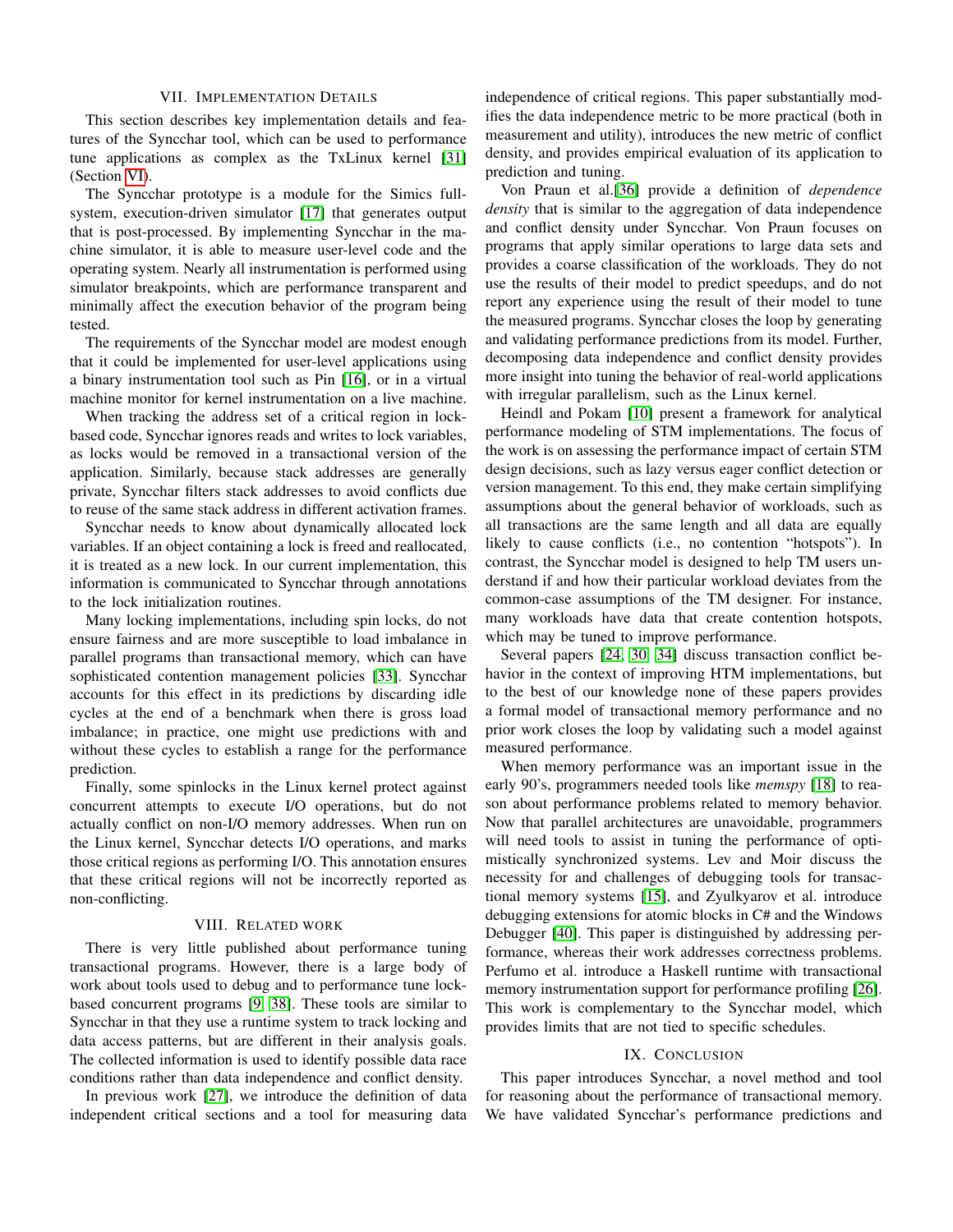## VII. Implementation Details

This section describes key implementation details and features of the Syncchar tool, which can be used to performance tune applications as complex as the TxLinux kernel [31] (Section VI).

The Syncchar prototype is a module for the Simics full-system, execution-driven simulator [17] that generates output that is post-processed. By implementing Syncchar in the machine simulator, it is able to measure user-level code and the operating system. Nearly all instrumentation is performed using simulator breakpoints, which are performance transparent and minimally affect the execution behavior of the program being tested.

The requirements of the Syncchar model are modest enough that it could be implemented for user-level applications using a binary instrumentation tool such as Pin [16], or in a virtual machine monitor for kernel instrumentation on a live machine.

When tracking the address set of a critical region in lock-based code, Syncchar ignores reads and writes to lock variables, as locks would be removed in a transactional version of the application. Similarly, because stack addresses are generally private, Syncchar filters stack addresses to avoid conflicts due to reuse of the same stack address in different activation frames.

Syncchar needs to know about dynamically allocated lock variables. If an object containing a lock is freed and reallocated, it is treated as a new lock. In our current implementation, this information is communicated to Syncchar through annotations to the lock initialization routines.

Many locking implementations, including spin locks, do not ensure fairness and are more susceptible to load imbalance in parallel programs than transactional memory, which can have sophisticated contention management policies [33]. Syncchar accounts for this effect in its predictions by discarding idle cycles at the end of a benchmark when there is gross load imbalance; in practice, one might use predictions with and without these cycles to establish a range for the performance prediction.

Finally, some spinlocks in the Linux kernel protect against concurrent attempts to execute I/O operations, but do not actually conflict on non-I/O memory addresses. When run on the Linux kernel, Syncchar detects I/O operations, and marks those critical regions as performing I/O. This annotation ensures that these critical regions will not be incorrectly reported as non-conflicting.

## VIII. Related work

There is very little published about performance tuning transactional programs. However, there is a large body of work about tools used to debug and to performance tune lock-based concurrent programs [9, 38]. These tools are similar to Syncchar in that they use a runtime system to track locking and data access patterns, but are different in their analysis goals. The collected information is used to identify possible data race conditions rather than data independence and conflict density.

In previous work [27], we introduce the definition of data independent critical sections and a tool for measuring data independence of critical regions. This paper substantially modifies the data independence metric to be more practical (both in measurement and utility), introduces the new metric of conflict density, and provides empirical evaluation of its application to prediction and tuning.

Von Praun et al.[36] provide a definition of *dependence density* that is similar to the aggregation of data independence and conflict density under Syncchar. Von Praun focuses on programs that apply similar operations to large data sets and provides a coarse classification of the workloads. They do not use the results of their model to predict speedups, and do not report any experience using the result of their model to tune the measured programs. Syncchar closes the loop by generating and validating performance predictions from its model. Further, decomposing data independence and conflict density provides more insight into tuning the behavior of real-world applications with irregular parallelism, such as the Linux kernel.

Heindl and Pokam [10] present a framework for analytical performance modeling of STM implementations. The focus of the work is on assessing the performance impact of certain STM design decisions, such as lazy versus eager conflict detection or version management. To this end, they make certain simplifying assumptions about the general behavior of workloads, such as all transactions are the same length and all data are equally likely to cause conflicts (i.e., no contention "hotspots"). In contrast, the Syncchar model is designed to help TM users understand if and how their particular workload deviates from the common-case assumptions of the TM designer. For instance, many workloads have data that create contention hotspots, which may be tuned to improve performance.

Several papers [24, 30, 34] discuss transaction conflict behavior in the context of improving HTM implementations, but to the best of our knowledge none of these papers provides a formal model of transactional memory performance and no prior work closes the loop by validating such a model against measured performance.

When memory performance was an important issue in the early 90's, programmers needed tools like *memspy* [18] to reason about performance problems related to memory behavior. Now that parallel architectures are unavoidable, programmers will need tools to assist in tuning the performance of optimistically synchronized systems. Lev and Moir discuss the necessity for and challenges of debugging tools for transactional memory systems [15], and Zyulkyarov et al. introduce debugging extensions for atomic blocks in C# and the Windows Debugger [40]. This paper is distinguished by addressing performance, whereas their work addresses correctness problems. Perfumo et al. introduce a Haskell runtime with transactional memory instrumentation support for performance profiling [26]. This work is complementary to the Syncchar model, which provides limits that are not tied to specific schedules.

## IX. Conclusion

This paper introduces Syncchar, a novel method and tool for reasoning about the performance of transactional memory. We have validated Syncchar's performance predictions and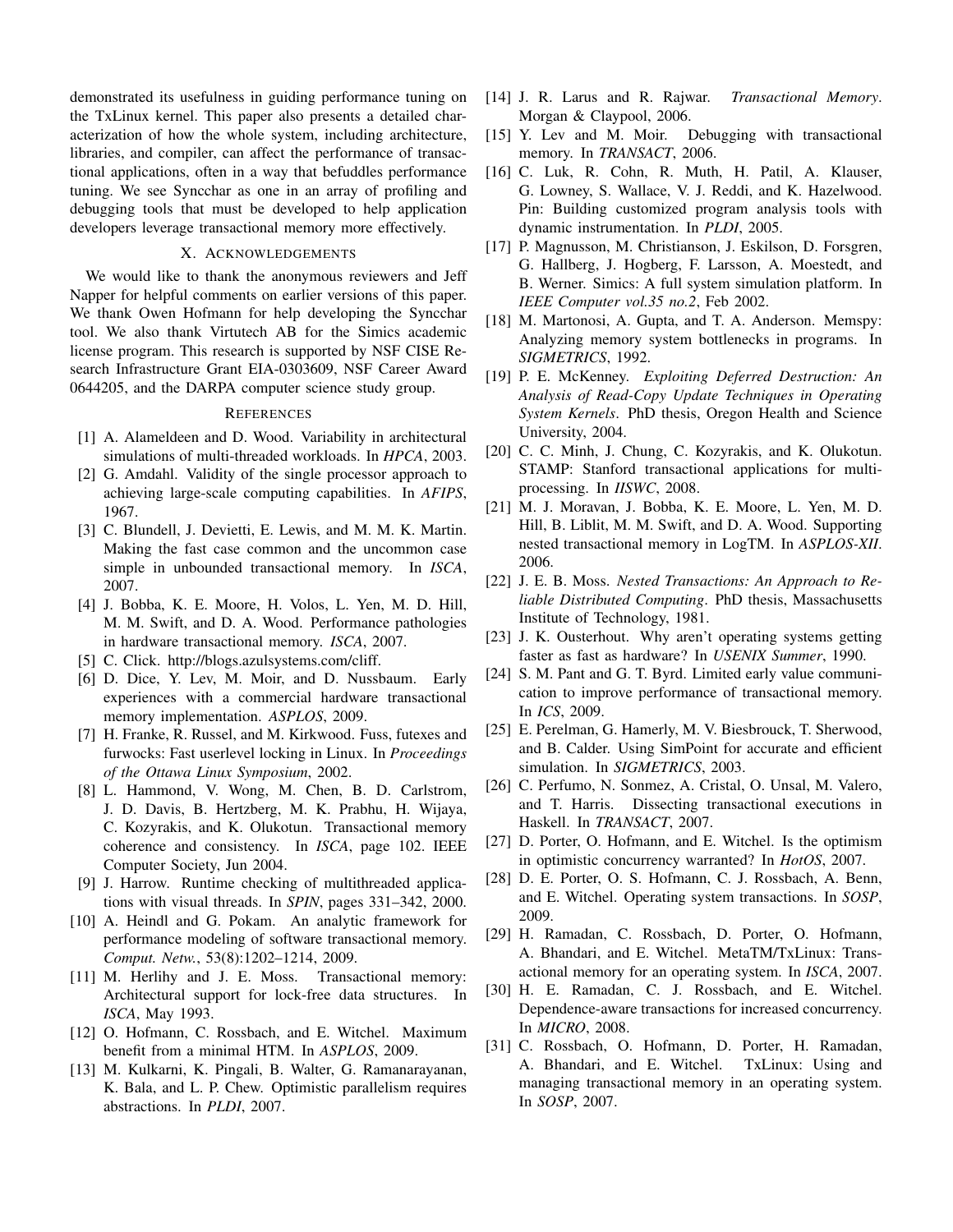demonstrated its usefulness in guiding performance tuning on the TxLinux kernel. This paper also presents a detailed characterization of how the whole system, including architecture, libraries, and compiler, can affect the performance of transactional applications, often in a way that befuddles performance tuning. We see Syncchar as one in an array of profiling and debugging tools that must be developed to help application developers leverage transactional memory more effectively.

## X. Acknowledgements

We would like to thank the anonymous reviewers and Jeff Napper for helpful comments on earlier versions of this paper. We thank Owen Hofmann for help developing the Syncchar tool. We also thank Virtutech AB for the Simics academic license program. This research is supported by NSF CISE Research Infrastructure Grant EIA-0303609, NSF Career Award 0644205, and the DARPA computer science study group.

## References

[1] A. Alameldeen and D. Wood. Variability in architectural simulations of multi-threaded workloads. In *HPCA*, 2003.

[2] G. Amdahl. Validity of the single processor approach to achieving large-scale computing capabilities. In *AFIPS*, 1967.

[3] C. Blundell, J. Devietti, E. Lewis, and M. M. K. Martin. Making the fast case common and the uncommon case simple in unbounded transactional memory. In *ISCA*, 2007.

[4] J. Bobba, K. E. Moore, H. Volos, L. Yen, M. D. Hill, M. M. Swift, and D. A. Wood. Performance pathologies in hardware transactional memory. *ISCA*, 2007.

[5] C. Click. http://blogs.azulsystems.com/cliff.

[6] D. Dice, Y. Lev, M. Moir, and D. Nussbaum. Early experiences with a commercial hardware transactional memory implementation. *ASPLOS*, 2009.

[7] H. Franke, R. Russel, and M. Kirkwood. Fuss, futexes and furwocks: Fast userlevel locking in Linux. In *Proceedings of the Ottawa Linux Symposium*, 2002.

[8] L. Hammond, V. Wong, M. Chen, B. D. Carlstrom, J. D. Davis, B. Hertzberg, M. K. Prabhu, H. Wijaya, C. Kozyrakis, and K. Olukotun. Transactional memory coherence and consistency. In *ISCA*, page 102. IEEE Computer Society, Jun 2004.

[9] J. Harrow. Runtime checking of multithreaded applications with visual threads. In *SPIN*, pages 331–342, 2000.

[10] A. Heindl and G. Pokam. An analytic framework for performance modeling of software transactional memory. *Comput. Netw.*, 53(8):1202–1214, 2009.

[11] M. Herlihy and J. E. Moss. Transactional memory: Architectural support for lock-free data structures. In *ISCA*, May 1993.

[12] O. Hofmann, C. Rossbach, and E. Witchel. Maximum benefit from a minimal HTM. In *ASPLOS*, 2009.

[13] M. Kulkarni, K. Pingali, B. Walter, G. Ramanarayanan, K. Bala, and L. P. Chew. Optimistic parallelism requires abstractions. In *PLDI*, 2007.

[14] J. R. Larus and R. Rajwar. *Transactional Memory*. Morgan & Claypool, 2006.

[15] Y. Lev and M. Moir. Debugging with transactional memory. In *TRANSACT*, 2006.

[16] C. Luk, R. Cohn, R. Muth, H. Patil, A. Klauser, G. Lowney, S. Wallace, V. J. Reddi, and K. Hazelwood. Pin: Building customized program analysis tools with dynamic instrumentation. In *PLDI*, 2005.

[17] P. Magnusson, M. Christianson, J. Eskilson, D. Forsgren, G. Hallberg, J. Hogberg, F. Larsson, A. Moestedt, and B. Werner. Simics: A full system simulation platform. In *IEEE Computer vol.35 no.2*, Feb 2002.

[18] M. Martonosi, A. Gupta, and T. A. Anderson. Memspy: Analyzing memory system bottlenecks in programs. In *SIGMETRICS*, 1992.

[19] P. E. McKenney. *Exploiting Deferred Destruction: An Analysis of Read-Copy Update Techniques in Operating System Kernels*. PhD thesis, Oregon Health and Science University, 2004.

[20] C. C. Minh, J. Chung, C. Kozyrakis, and K. Olukotun. STAMP: Stanford transactional applications for multi-processing. In *IISWC*, 2008.

[21] M. J. Moravan, J. Bobba, K. E. Moore, L. Yen, M. D. Hill, B. Liblit, M. M. Swift, and D. A. Wood. Supporting nested transactional memory in LogTM. In *ASPLOS-XII*. 2006.

[22] J. E. B. Moss. *Nested Transactions: An Approach to Reliable Distributed Computing*. PhD thesis, Massachusetts Institute of Technology, 1981.

[23] J. K. Ousterhout. Why aren't operating systems getting faster as fast as hardware? In *USENIX Summer*, 1990.

[24] S. M. Pant and G. T. Byrd. Limited early value communication to improve performance of transactional memory. In *ICS*, 2009.

[25] E. Perelman, G. Hamerly, M. V. Biesbrouck, T. Sherwood, and B. Calder. Using SimPoint for accurate and efficient simulation. In *SIGMETRICS*, 2003.

[26] C. Perfumo, N. Sonmez, A. Cristal, O. Unsal, M. Valero, and T. Harris. Dissecting transactional executions in Haskell. In *TRANSACT*, 2007.

[27] D. Porter, O. Hofmann, and E. Witchel. Is the optimism in optimistic concurrency warranted? In *HotOS*, 2007.

[28] D. E. Porter, O. S. Hofmann, C. J. Rossbach, A. Benn, and E. Witchel. Operating system transactions. In *SOSP*, 2009.

[29] H. Ramadan, C. Rossbach, D. Porter, O. Hofmann, A. Bhandari, and E. Witchel. MetaTM/TxLinux: Transactional memory for an operating system. In *ISCA*, 2007.

[30] H. E. Ramadan, C. J. Rossbach, and E. Witchel. Dependence-aware transactions for increased concurrency. In *MICRO*, 2008.

[31] C. Rossbach, O. Hofmann, D. Porter, H. Ramadan, A. Bhandari, and E. Witchel. TxLinux: Using and managing transactional memory in an operating system. In *SOSP*, 2007.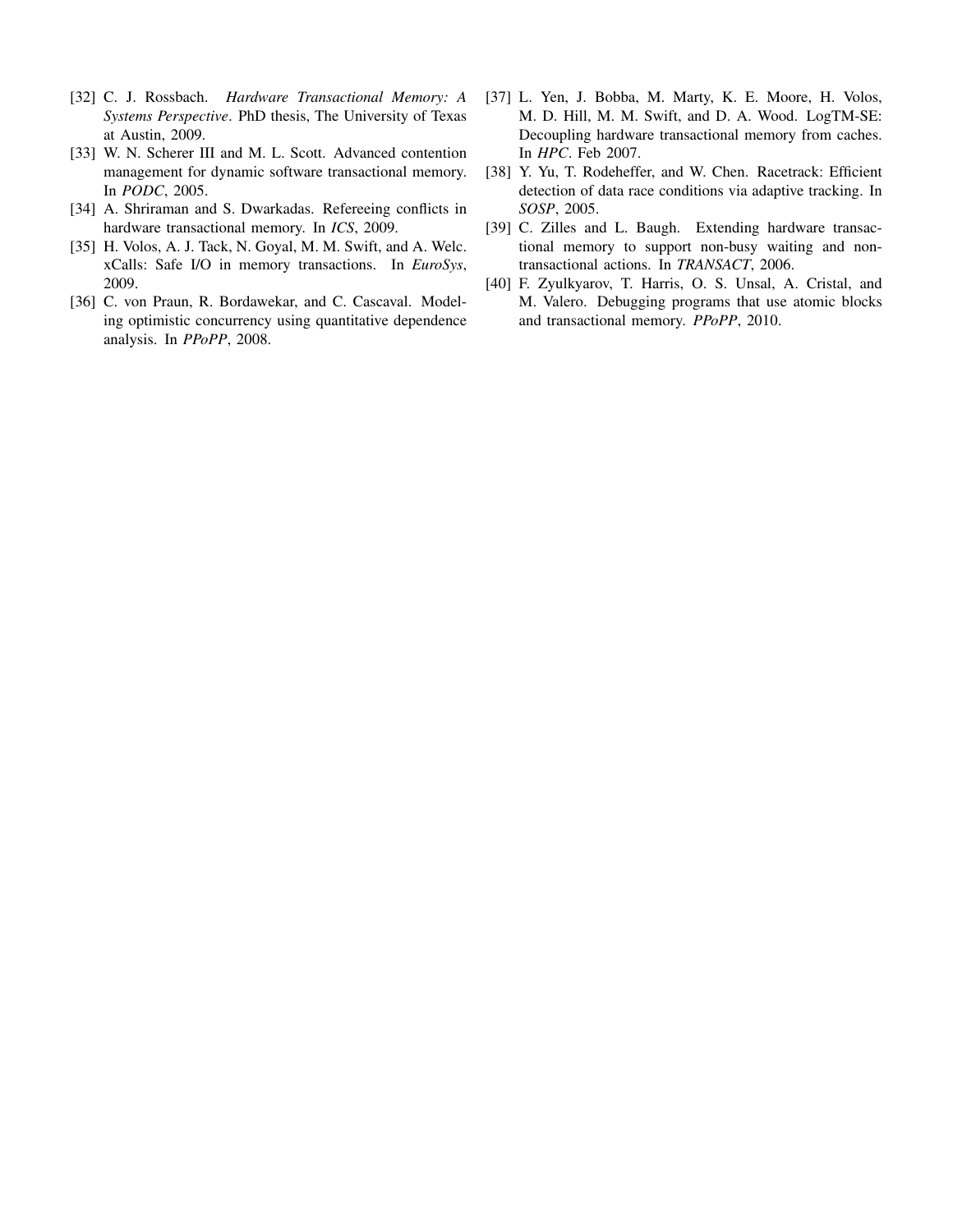[32] C. J. Rossbach. *Hardware Transactional Memory: A Systems Perspective*. PhD thesis, The University of Texas at Austin, 2009.

[33] W. N. Scherer III and M. L. Scott. Advanced contention management for dynamic software transactional memory. In *PODC*, 2005.

[34] A. Shriraman and S. Dwarkadas. Refereeing conflicts in hardware transactional memory. In *ICS*, 2009.

[35] H. Volos, A. J. Tack, N. Goyal, M. M. Swift, and A. Welc. xCalls: Safe I/O in memory transactions. In *EuroSys*, 2009.

[36] C. von Praun, R. Bordawekar, and C. Cascaval. Modeling optimistic concurrency using quantitative dependence analysis. In *PPoPP*, 2008.

[37] L. Yen, J. Bobba, M. Marty, K. E. Moore, H. Volos, M. D. Hill, M. M. Swift, and D. A. Wood. LogTM-SE: Decoupling hardware transactional memory from caches. In *HPC*. Feb 2007.

[38] Y. Yu, T. Rodeheffer, and W. Chen. Racetrack: Efficient detection of data race conditions via adaptive tracking. In *SOSP*, 2005.

[39] C. Zilles and L. Baugh. Extending hardware transactional memory to support non-busy waiting and non-transactional actions. In *TRANSACT*, 2006.

[40] F. Zyulkyarov, T. Harris, O. S. Unsal, A. Cristal, and M. Valero. Debugging programs that use atomic blocks and transactional memory. *PPoPP*, 2010.